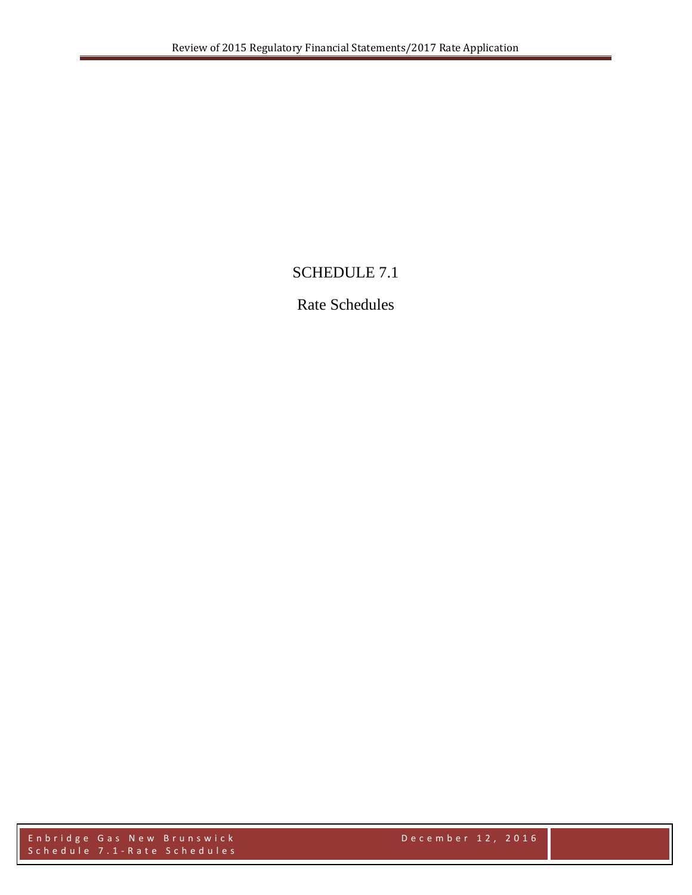# SCHEDULE 7.1

## Rate Schedules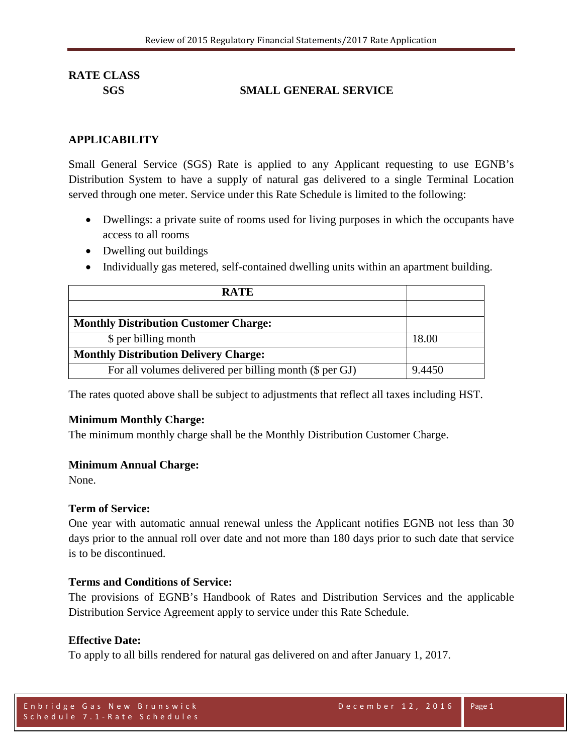**RATE CLASS**

**SGS SMALL GENERAL SERVICE**

## APPLICABILITY

Small General Service (SGS) Rate is applied to any Applicant requesting to use EGNB's Distribution System to have a supply of natural gas delivered to a single Terminal Location served through one meter. Service under this Rate Schedule is limited to the following:

- Dwellings: a private suite of rooms used for living purposes in which the occupants have access to all rooms
- Dwelling out buildings
- Individually gas metered, self-contained dwelling units within an apartment building.

| **RATE** | |
|---|---|
| | |
| **Monthly Distribution Customer Charge:** | |
| $ per billing month | 18.00 |
| **Monthly Distribution Delivery Charge:** | |
| For all volumes delivered per billing month ($ per GJ) | 9.4450 |

The rates quoted above shall be subject to adjustments that reflect all taxes including HST.

**Minimum Monthly Charge:**
The minimum monthly charge shall be the Monthly Distribution Customer Charge.

**Minimum Annual Charge:**
None.

**Term of Service:**
One year with automatic annual renewal unless the Applicant notifies EGNB not less than 30 days prior to the annual roll over date and not more than 180 days prior to such date that service is to be discontinued.

**Terms and Conditions of Service:**
The provisions of EGNB's Handbook of Rates and Distribution Services and the applicable Distribution Service Agreement apply to service under this Rate Schedule.

**Effective Date:**
To apply to all bills rendered for natural gas delivered on and after January 1, 2017.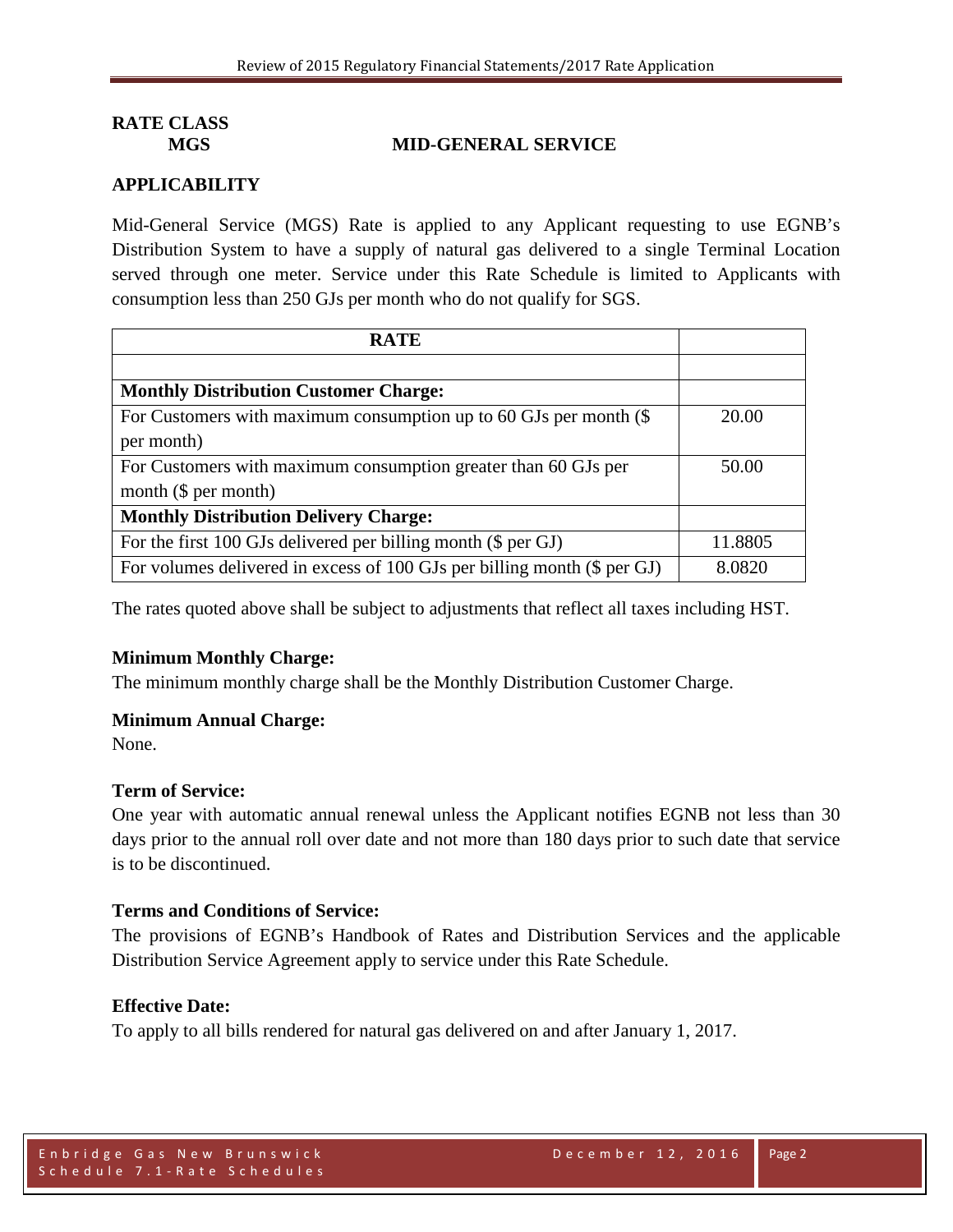**RATE CLASS**

**MGS MID-GENERAL SERVICE**

## APPLICABILITY

Mid-General Service (MGS) Rate is applied to any Applicant requesting to use EGNB's Distribution System to have a supply of natural gas delivered to a single Terminal Location served through one meter. Service under this Rate Schedule is limited to Applicants with consumption less than 250 GJs per month who do not qualify for SGS.

| RATE | |
|---|---|
| | |
| **Monthly Distribution Customer Charge:** | |
| For Customers with maximum consumption up to 60 GJs per month ($ per month) | 20.00 |
| For Customers with maximum consumption greater than 60 GJs per month ($ per month) | 50.00 |
| **Monthly Distribution Delivery Charge:** | |
| For the first 100 GJs delivered per billing month ($ per GJ) | 11.8805 |
| For volumes delivered in excess of 100 GJs per billing month ($ per GJ) | 8.0820 |

The rates quoted above shall be subject to adjustments that reflect all taxes including HST.

**Minimum Monthly Charge:**

The minimum monthly charge shall be the Monthly Distribution Customer Charge.

**Minimum Annual Charge:**

None.

**Term of Service:**

One year with automatic annual renewal unless the Applicant notifies EGNB not less than 30 days prior to the annual roll over date and not more than 180 days prior to such date that service is to be discontinued.

**Terms and Conditions of Service:**

The provisions of EGNB's Handbook of Rates and Distribution Services and the applicable Distribution Service Agreement apply to service under this Rate Schedule.

**Effective Date:**

To apply to all bills rendered for natural gas delivered on and after January 1, 2017.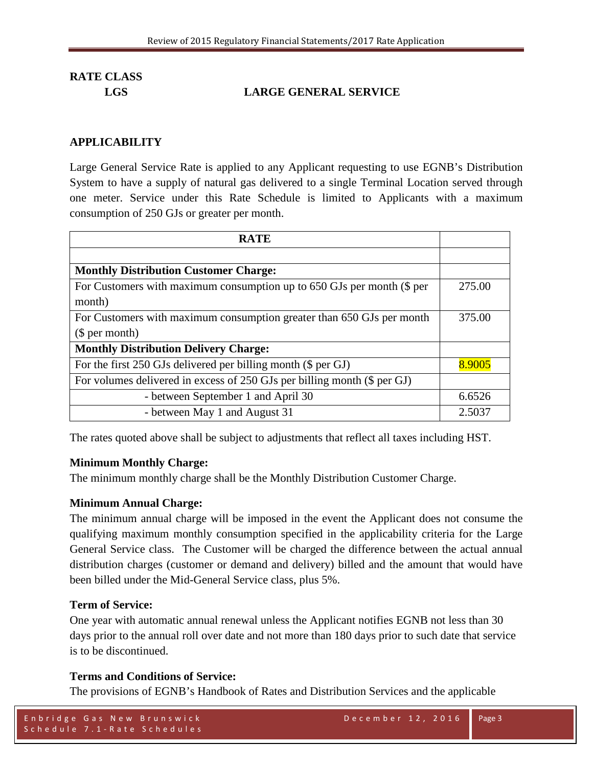**RATE CLASS**

**LGS LARGE GENERAL SERVICE**

**APPLICABILITY**

Large General Service Rate is applied to any Applicant requesting to use EGNB's Distribution System to have a supply of natural gas delivered to a single Terminal Location served through one meter. Service under this Rate Schedule is limited to Applicants with a maximum consumption of 250 GJs or greater per month.

| **RATE** | |
|---|---|
| | |
| **Monthly Distribution Customer Charge:** | |
| For Customers with maximum consumption up to 650 GJs per month ($ per month) | 275.00 |
| For Customers with maximum consumption greater than 650 GJs per month ($ per month) | 375.00 |
| **Monthly Distribution Delivery Charge:** | |
| For the first 250 GJs delivered per billing month ($ per GJ) | 8.9005 |
| For volumes delivered in excess of 250 GJs per billing month ($ per GJ) | |
| - between September 1 and April 30 | 6.6526 |
| - between May 1 and August 31 | 2.5037 |

The rates quoted above shall be subject to adjustments that reflect all taxes including HST.

**Minimum Monthly Charge:**

The minimum monthly charge shall be the Monthly Distribution Customer Charge.

**Minimum Annual Charge:**

The minimum annual charge will be imposed in the event the Applicant does not consume the qualifying maximum monthly consumption specified in the applicability criteria for the Large General Service class. The Customer will be charged the difference between the actual annual distribution charges (customer or demand and delivery) billed and the amount that would have been billed under the Mid-General Service class, plus 5%.

**Term of Service:**

One year with automatic annual renewal unless the Applicant notifies EGNB not less than 30 days prior to the annual roll over date and not more than 180 days prior to such date that service is to be discontinued.

**Terms and Conditions of Service:**

The provisions of EGNB's Handbook of Rates and Distribution Services and the applicable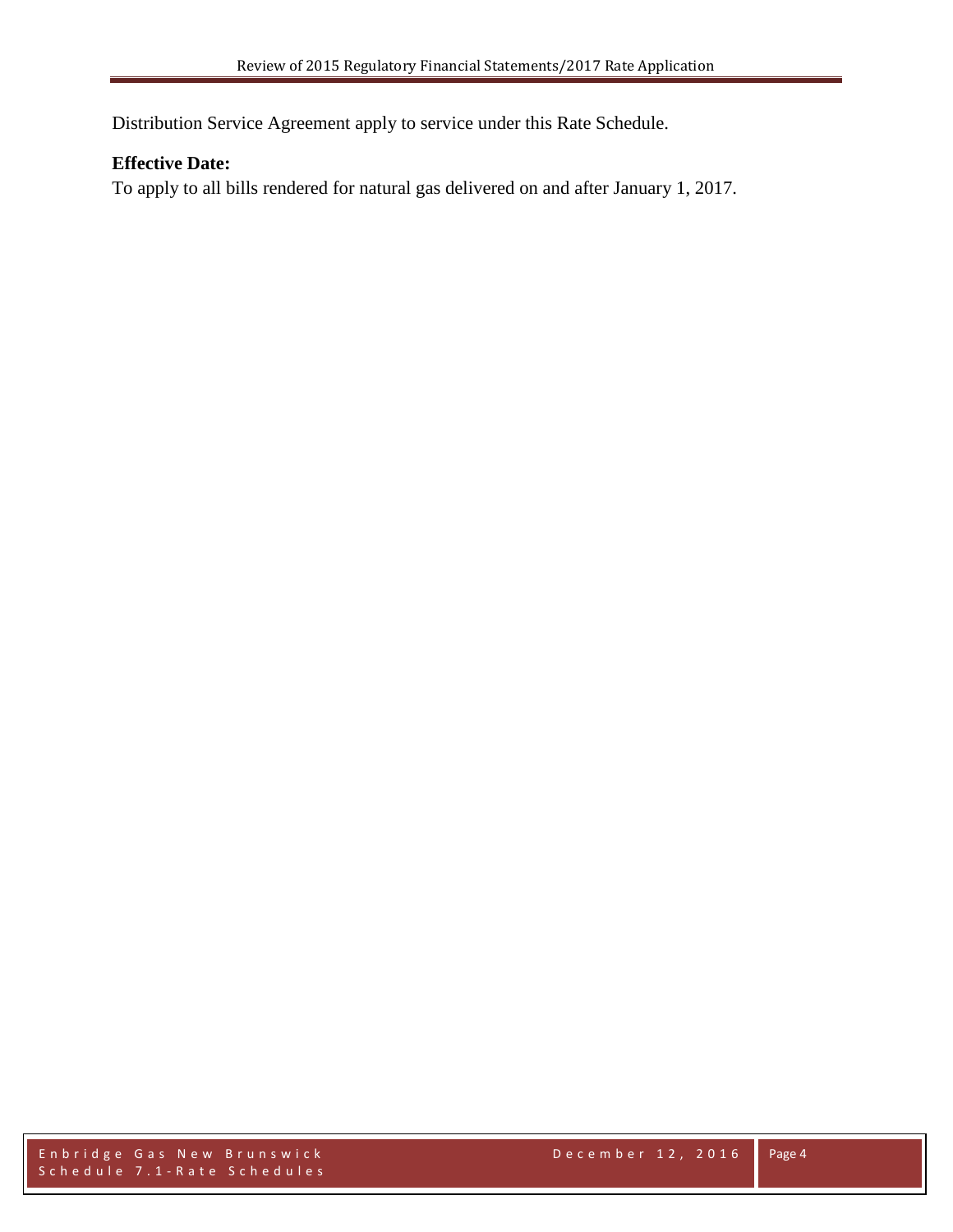Distribution Service Agreement apply to service under this Rate Schedule.

**Effective Date:**
To apply to all bills rendered for natural gas delivered on and after January 1, 2017.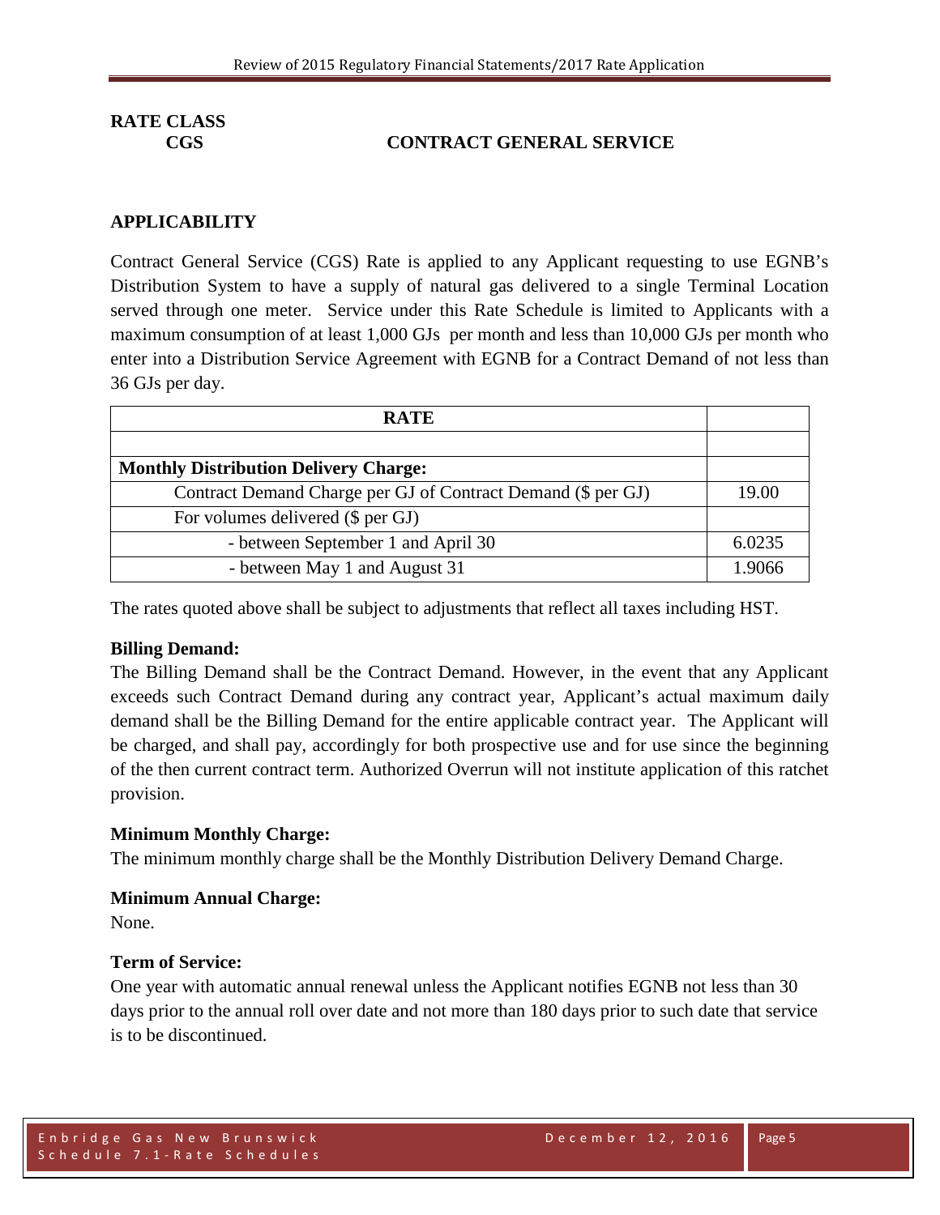**RATE CLASS**

**CGS CONTRACT GENERAL SERVICE**

## APPLICABILITY

Contract General Service (CGS) Rate is applied to any Applicant requesting to use EGNB's Distribution System to have a supply of natural gas delivered to a single Terminal Location served through one meter. Service under this Rate Schedule is limited to Applicants with a maximum consumption of at least 1,000 GJs per month and less than 10,000 GJs per month who enter into a Distribution Service Agreement with EGNB for a Contract Demand of not less than 36 GJs per day.

| RATE | |
|---|---|
| | |
| **Monthly Distribution Delivery Charge:** | |
| Contract Demand Charge per GJ of Contract Demand ($ per GJ) | 19.00 |
| For volumes delivered ($ per GJ) | |
| - between September 1 and April 30 | 6.0235 |
| - between May 1 and August 31 | 1.9066 |

The rates quoted above shall be subject to adjustments that reflect all taxes including HST.

**Billing Demand:**

The Billing Demand shall be the Contract Demand. However, in the event that any Applicant exceeds such Contract Demand during any contract year, Applicant's actual maximum daily demand shall be the Billing Demand for the entire applicable contract year. The Applicant will be charged, and shall pay, accordingly for both prospective use and for use since the beginning of the then current contract term. Authorized Overrun will not institute application of this ratchet provision.

**Minimum Monthly Charge:**

The minimum monthly charge shall be the Monthly Distribution Delivery Demand Charge.

**Minimum Annual Charge:**

None.

**Term of Service:**

One year with automatic annual renewal unless the Applicant notifies EGNB not less than 30 days prior to the annual roll over date and not more than 180 days prior to such date that service is to be discontinued.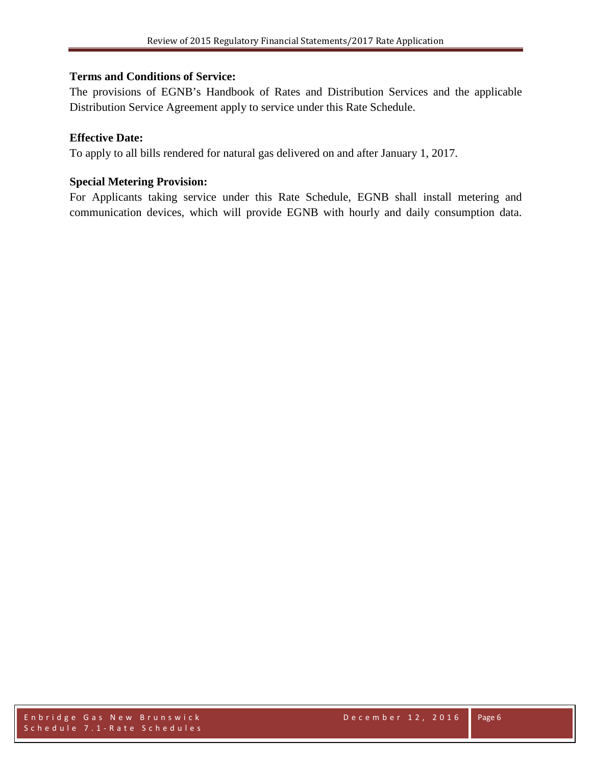**Terms and Conditions of Service:**

The provisions of EGNB's Handbook of Rates and Distribution Services and the applicable Distribution Service Agreement apply to service under this Rate Schedule.

**Effective Date:**

To apply to all bills rendered for natural gas delivered on and after January 1, 2017.

**Special Metering Provision:**

For Applicants taking service under this Rate Schedule, EGNB shall install metering and communication devices, which will provide EGNB with hourly and daily consumption data.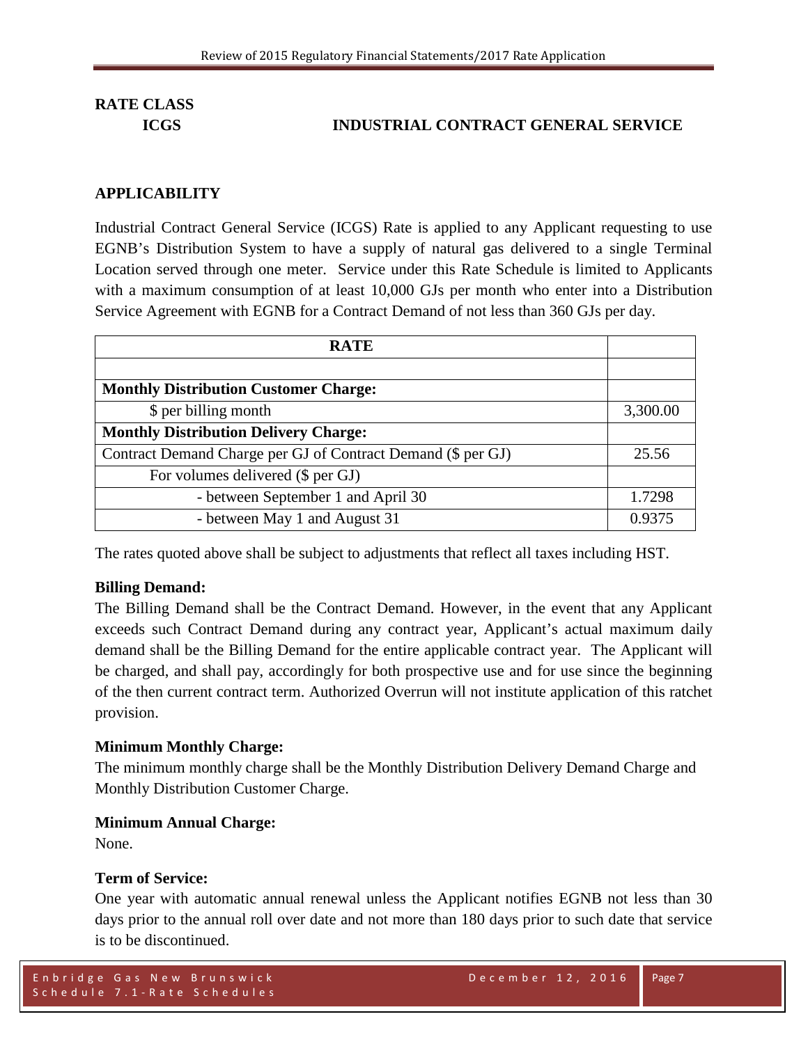**RATE CLASS**

**ICGS INDUSTRIAL CONTRACT GENERAL SERVICE**

## APPLICABILITY

Industrial Contract General Service (ICGS) Rate is applied to any Applicant requesting to use EGNB's Distribution System to have a supply of natural gas delivered to a single Terminal Location served through one meter. Service under this Rate Schedule is limited to Applicants with a maximum consumption of at least 10,000 GJs per month who enter into a Distribution Service Agreement with EGNB for a Contract Demand of not less than 360 GJs per day.

| RATE | |
|---|---|
| | |
| **Monthly Distribution Customer Charge:** | |
| $ per billing month | 3,300.00 |
| **Monthly Distribution Delivery Charge:** | |
| Contract Demand Charge per GJ of Contract Demand ($ per GJ) | 25.56 |
| For volumes delivered ($ per GJ) | |
| - between September 1 and April 30 | 1.7298 |
| - between May 1 and August 31 | 0.9375 |

The rates quoted above shall be subject to adjustments that reflect all taxes including HST.

**Billing Demand:**
The Billing Demand shall be the Contract Demand. However, in the event that any Applicant exceeds such Contract Demand during any contract year, Applicant's actual maximum daily demand shall be the Billing Demand for the entire applicable contract year. The Applicant will be charged, and shall pay, accordingly for both prospective use and for use since the beginning of the then current contract term. Authorized Overrun will not institute application of this ratchet provision.

**Minimum Monthly Charge:**
The minimum monthly charge shall be the Monthly Distribution Delivery Demand Charge and Monthly Distribution Customer Charge.

**Minimum Annual Charge:**
None.

**Term of Service:**
One year with automatic annual renewal unless the Applicant notifies EGNB not less than 30 days prior to the annual roll over date and not more than 180 days prior to such date that service is to be discontinued.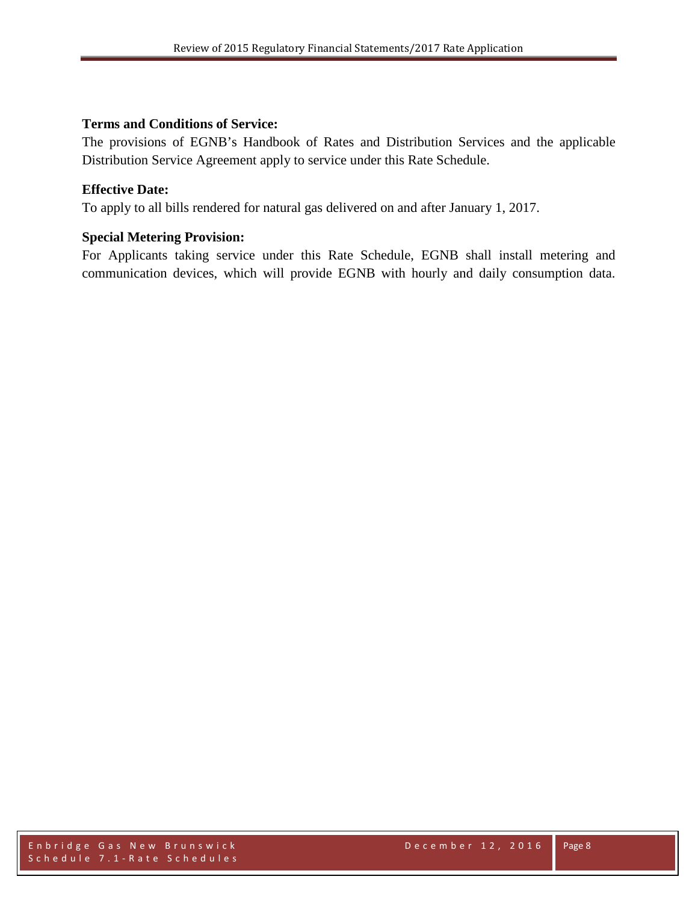**Terms and Conditions of Service:**

The provisions of EGNB's Handbook of Rates and Distribution Services and the applicable Distribution Service Agreement apply to service under this Rate Schedule.

**Effective Date:**

To apply to all bills rendered for natural gas delivered on and after January 1, 2017.

**Special Metering Provision:**

For Applicants taking service under this Rate Schedule, EGNB shall install metering and communication devices, which will provide EGNB with hourly and daily consumption data.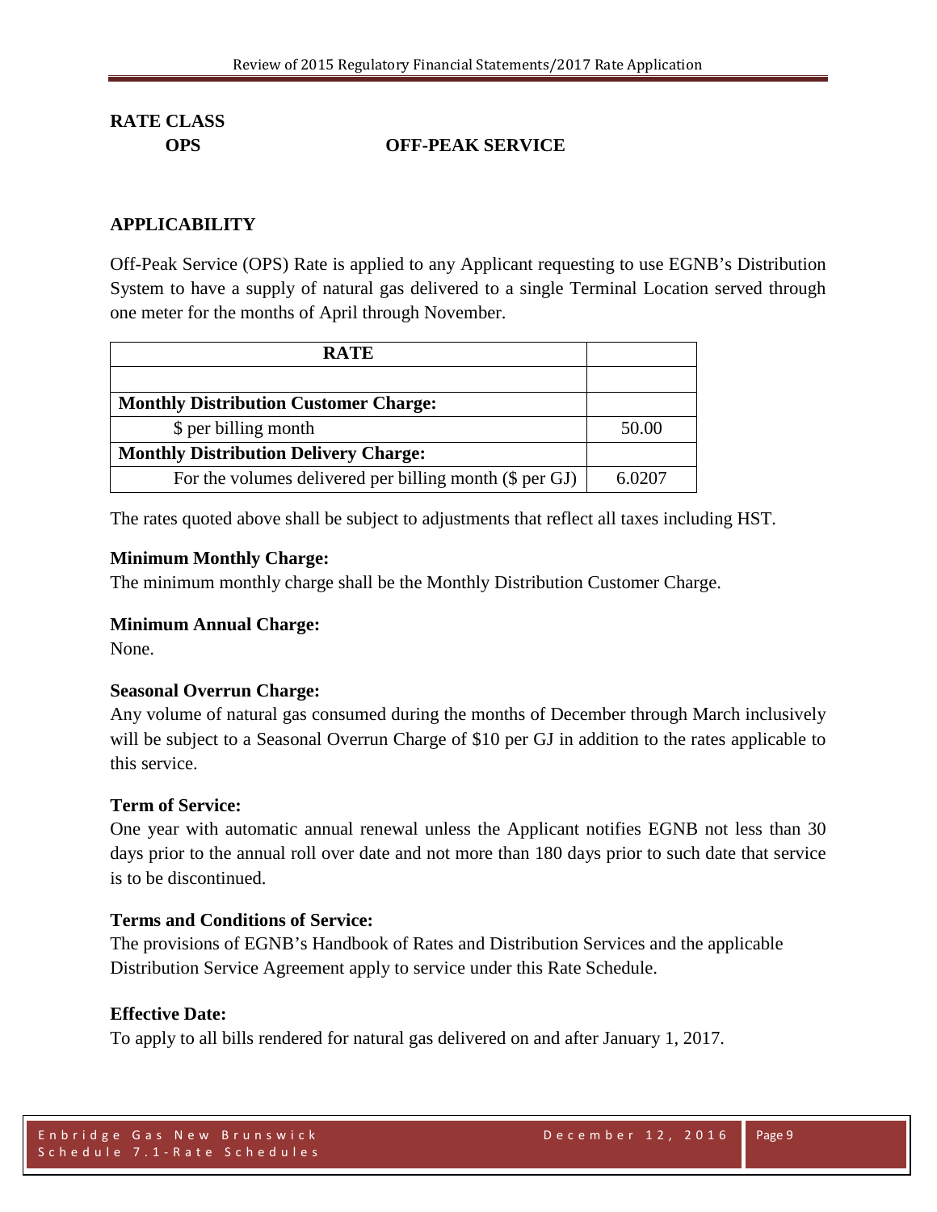**RATE CLASS**

**OPS** **OFF-PEAK SERVICE**

## APPLICABILITY

Off-Peak Service (OPS) Rate is applied to any Applicant requesting to use EGNB's Distribution System to have a supply of natural gas delivered to a single Terminal Location served through one meter for the months of April through November.

| RATE | |
|---|---|
| | |
| **Monthly Distribution Customer Charge:** | |
| $ per billing month | 50.00 |
| **Monthly Distribution Delivery Charge:** | |
| For the volumes delivered per billing month ($ per GJ) | 6.0207 |

The rates quoted above shall be subject to adjustments that reflect all taxes including HST.

**Minimum Monthly Charge:**
The minimum monthly charge shall be the Monthly Distribution Customer Charge.

**Minimum Annual Charge:**
None.

**Seasonal Overrun Charge:**
Any volume of natural gas consumed during the months of December through March inclusively will be subject to a Seasonal Overrun Charge of $10 per GJ in addition to the rates applicable to this service.

**Term of Service:**
One year with automatic annual renewal unless the Applicant notifies EGNB not less than 30 days prior to the annual roll over date and not more than 180 days prior to such date that service is to be discontinued.

**Terms and Conditions of Service:**
The provisions of EGNB's Handbook of Rates and Distribution Services and the applicable Distribution Service Agreement apply to service under this Rate Schedule.

**Effective Date:**
To apply to all bills rendered for natural gas delivered on and after January 1, 2017.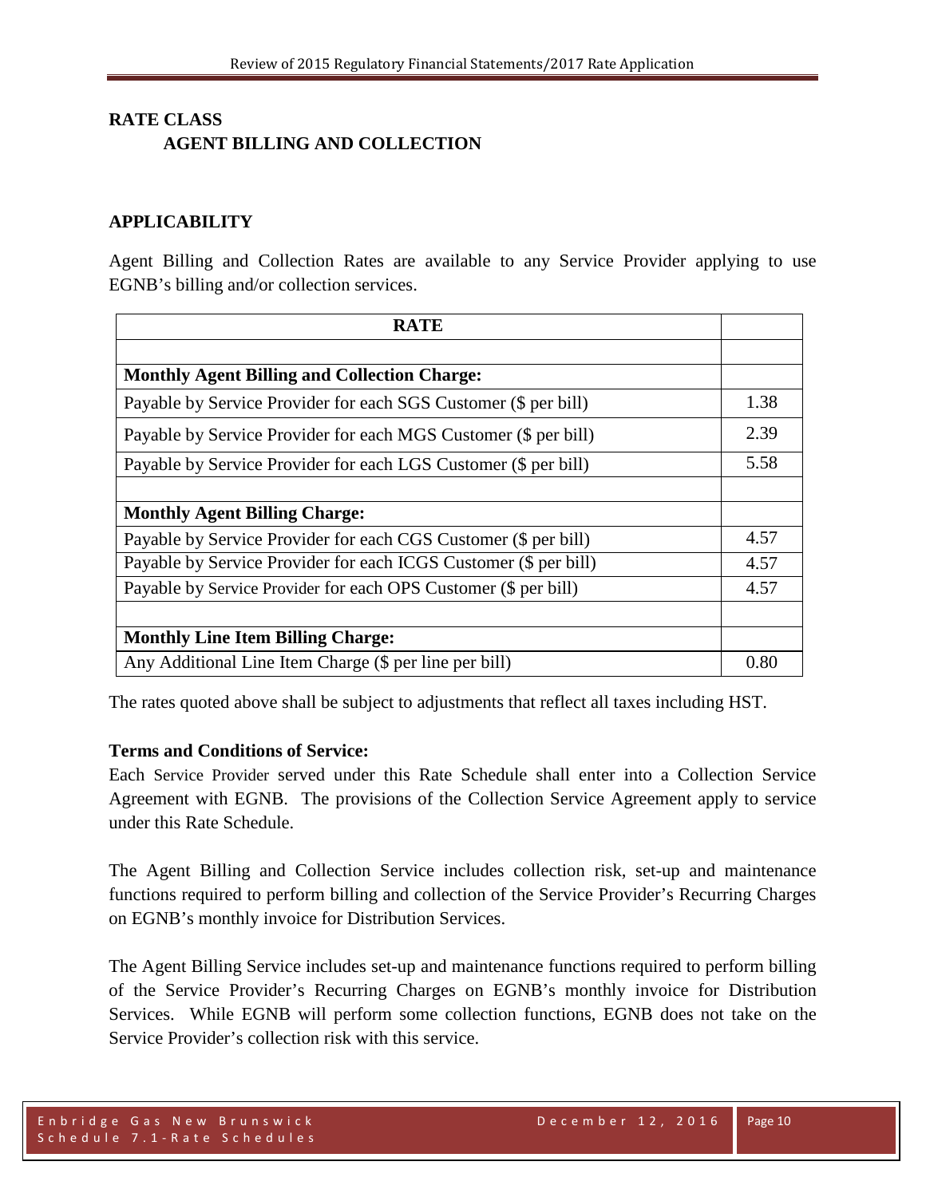## RATE CLASS

### AGENT BILLING AND COLLECTION

### APPLICABILITY

Agent Billing and Collection Rates are available to any Service Provider applying to use EGNB's billing and/or collection services.

| RATE | |
|---|---|
| | |
| **Monthly Agent Billing and Collection Charge:** | |
| Payable by Service Provider for each SGS Customer ($ per bill) | 1.38 |
| Payable by Service Provider for each MGS Customer ($ per bill) | 2.39 |
| Payable by Service Provider for each LGS Customer ($ per bill) | 5.58 |
| | |
| **Monthly Agent Billing Charge:** | |
| Payable by Service Provider for each CGS Customer ($ per bill) | 4.57 |
| Payable by Service Provider for each ICGS Customer ($ per bill) | 4.57 |
| Payable by Service Provider for each OPS Customer ($ per bill) | 4.57 |
| | |
| **Monthly Line Item Billing Charge:** | |
| Any Additional Line Item Charge ($ per line per bill) | 0.80 |

The rates quoted above shall be subject to adjustments that reflect all taxes including HST.

**Terms and Conditions of Service:**

Each Service Provider served under this Rate Schedule shall enter into a Collection Service Agreement with EGNB. The provisions of the Collection Service Agreement apply to service under this Rate Schedule.

The Agent Billing and Collection Service includes collection risk, set-up and maintenance functions required to perform billing and collection of the Service Provider's Recurring Charges on EGNB's monthly invoice for Distribution Services.

The Agent Billing Service includes set-up and maintenance functions required to perform billing of the Service Provider's Recurring Charges on EGNB's monthly invoice for Distribution Services. While EGNB will perform some collection functions, EGNB does not take on the Service Provider's collection risk with this service.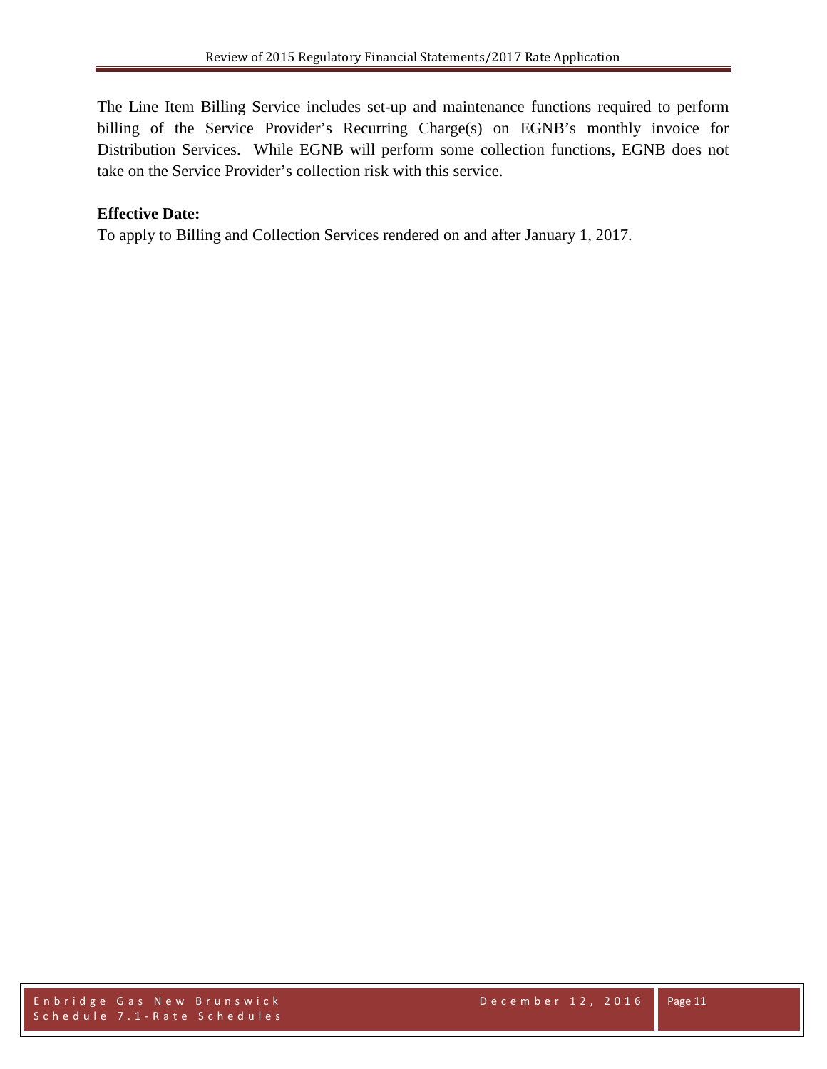The Line Item Billing Service includes set-up and maintenance functions required to perform billing of the Service Provider's Recurring Charge(s) on EGNB's monthly invoice for Distribution Services. While EGNB will perform some collection functions, EGNB does not take on the Service Provider's collection risk with this service.

**Effective Date:**

To apply to Billing and Collection Services rendered on and after January 1, 2017.